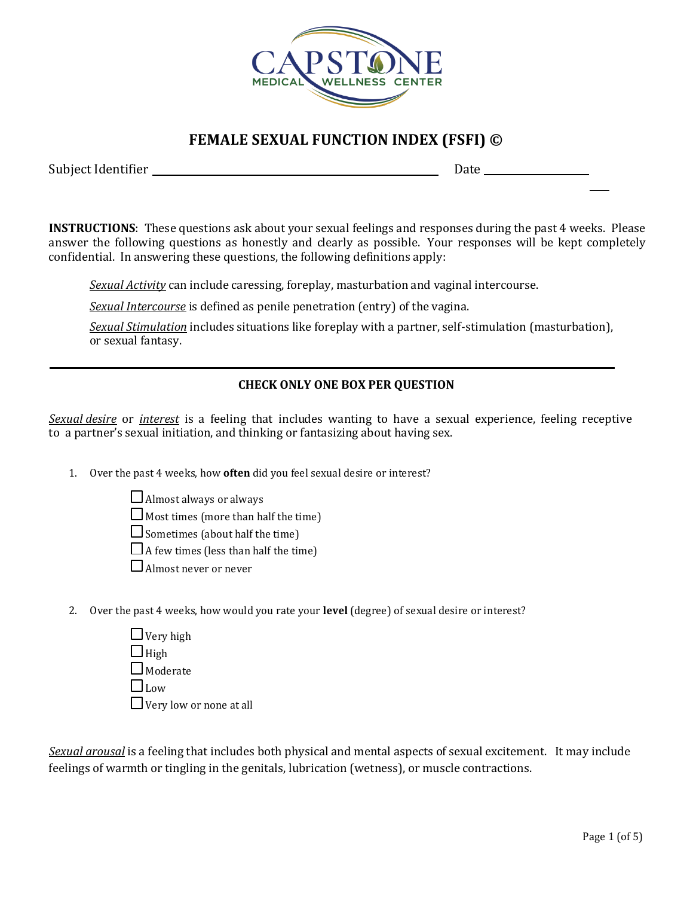# FEMALE SEXUAL FUNCTION INDEX (FSFI) ©

Subject Identifier ______________________________ Date ______________

**INSTRUCTIONS**: These questions ask about your sexual feelings and responses during the past 4 weeks. Please answer the following questions as honestly and clearly as possible. Your responses will be kept completely confidential. In answering these questions, the following definitions apply:

> *Sexual Activity* can include caressing, foreplay, masturbation and vaginal intercourse.
>
> *Sexual Intercourse* is defined as penile penetration (entry) of the vagina.
>
> *Sexual Stimulation* includes situations like foreplay with a partner, self-stimulation (masturbation), or sexual fantasy.

---

**CHECK ONLY ONE BOX PER QUESTION**

*Sexual desire* or *interest* is a feeling that includes wanting to have a sexual experience, feeling receptive to a partner's sexual initiation, and thinking or fantasizing about having sex.

1. Over the past 4 weeks, how **often** did you feel sexual desire or interest?

   - ☐ Almost always or always
   - ☐ Most times (more than half the time)
   - ☐ Sometimes (about half the time)
   - ☐ A few times (less than half the time)
   - ☐ Almost never or never

2. Over the past 4 weeks, how would you rate your **level** (degree) of sexual desire or interest?

   - ☐ Very high
   - ☐ High
   - ☐ Moderate
   - ☐ Low
   - ☐ Very low or none at all

*Sexual arousal* is a feeling that includes both physical and mental aspects of sexual excitement. It may include feelings of warmth or tingling in the genitals, lubrication (wetness), or muscle contractions.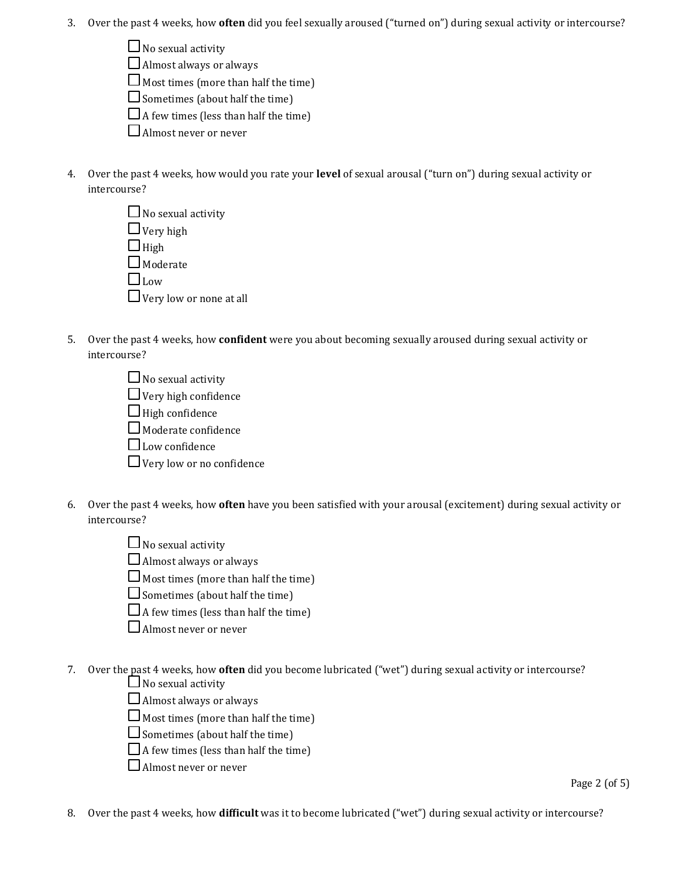3. Over the past 4 weeks, how **often** did you feel sexually aroused ("turned on") during sexual activity or intercourse?

   ☐ No sexual activity
   ☐ Almost always or always
   ☐ Most times (more than half the time)
   ☐ Sometimes (about half the time)
   ☐ A few times (less than half the time)
   ☐ Almost never or never

4. Over the past 4 weeks, how would you rate your **level** of sexual arousal ("turn on") during sexual activity or intercourse?

   ☐ No sexual activity
   ☐ Very high
   ☐ High
   ☐ Moderate
   ☐ Low
   ☐ Very low or none at all

5. Over the past 4 weeks, how **confident** were you about becoming sexually aroused during sexual activity or intercourse?

   ☐ No sexual activity
   ☐ Very high confidence
   ☐ High confidence
   ☐ Moderate confidence
   ☐ Low confidence
   ☐ Very low or no confidence

6. Over the past 4 weeks, how **often** have you been satisfied with your arousal (excitement) during sexual activity or intercourse?

   ☐ No sexual activity
   ☐ Almost always or always
   ☐ Most times (more than half the time)
   ☐ Sometimes (about half the time)
   ☐ A few times (less than half the time)
   ☐ Almost never or never

7. Over the past 4 weeks, how **often** did you become lubricated ("wet") during sexual activity or intercourse?

   ☐ No sexual activity
   ☐ Almost always or always
   ☐ Most times (more than half the time)
   ☐ Sometimes (about half the time)
   ☐ A few times (less than half the time)
   ☐ Almost never or never

8. Over the past 4 weeks, how **difficult** was it to become lubricated ("wet") during sexual activity or intercourse?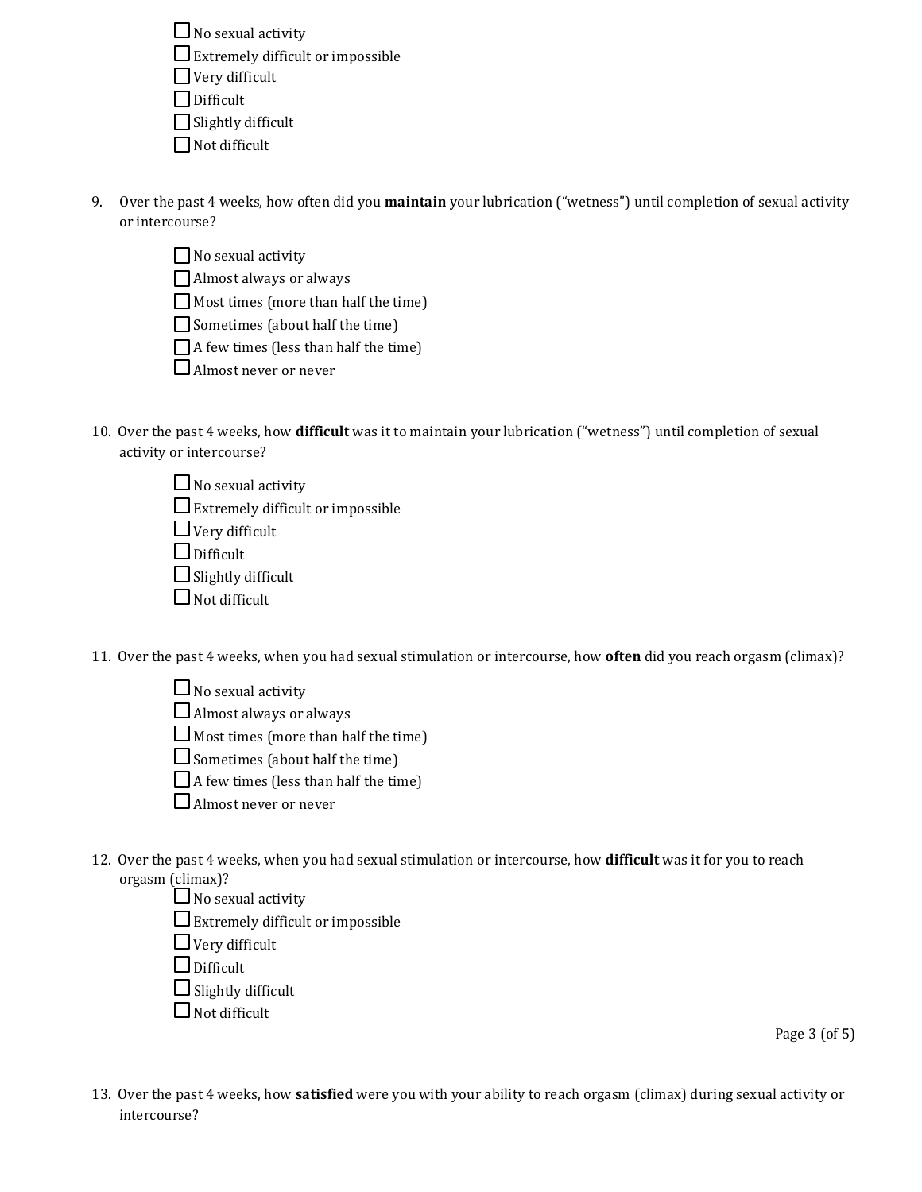- ☐ No sexual activity
- ☐ Extremely difficult or impossible
- ☐ Very difficult
- ☐ Difficult
- ☐ Slightly difficult
- ☐ Not difficult

9. Over the past 4 weeks, how often did you **maintain** your lubrication ("wetness") until completion of sexual activity or intercourse?

- ☐ No sexual activity
- ☐ Almost always or always
- ☐ Most times (more than half the time)
- ☐ Sometimes (about half the time)
- ☐ A few times (less than half the time)
- ☐ Almost never or never

10. Over the past 4 weeks, how **difficult** was it to maintain your lubrication ("wetness") until completion of sexual activity or intercourse?

- ☐ No sexual activity
- ☐ Extremely difficult or impossible
- ☐ Very difficult
- ☐ Difficult
- ☐ Slightly difficult
- ☐ Not difficult

11. Over the past 4 weeks, when you had sexual stimulation or intercourse, how **often** did you reach orgasm (climax)?

- ☐ No sexual activity
- ☐ Almost always or always
- ☐ Most times (more than half the time)
- ☐ Sometimes (about half the time)
- ☐ A few times (less than half the time)
- ☐ Almost never or never

12. Over the past 4 weeks, when you had sexual stimulation or intercourse, how **difficult** was it for you to reach orgasm (climax)?

- ☐ No sexual activity
- ☐ Extremely difficult or impossible
- ☐ Very difficult
- ☐ Difficult
- ☐ Slightly difficult
- ☐ Not difficult

13. Over the past 4 weeks, how **satisfied** were you with your ability to reach orgasm (climax) during sexual activity or intercourse?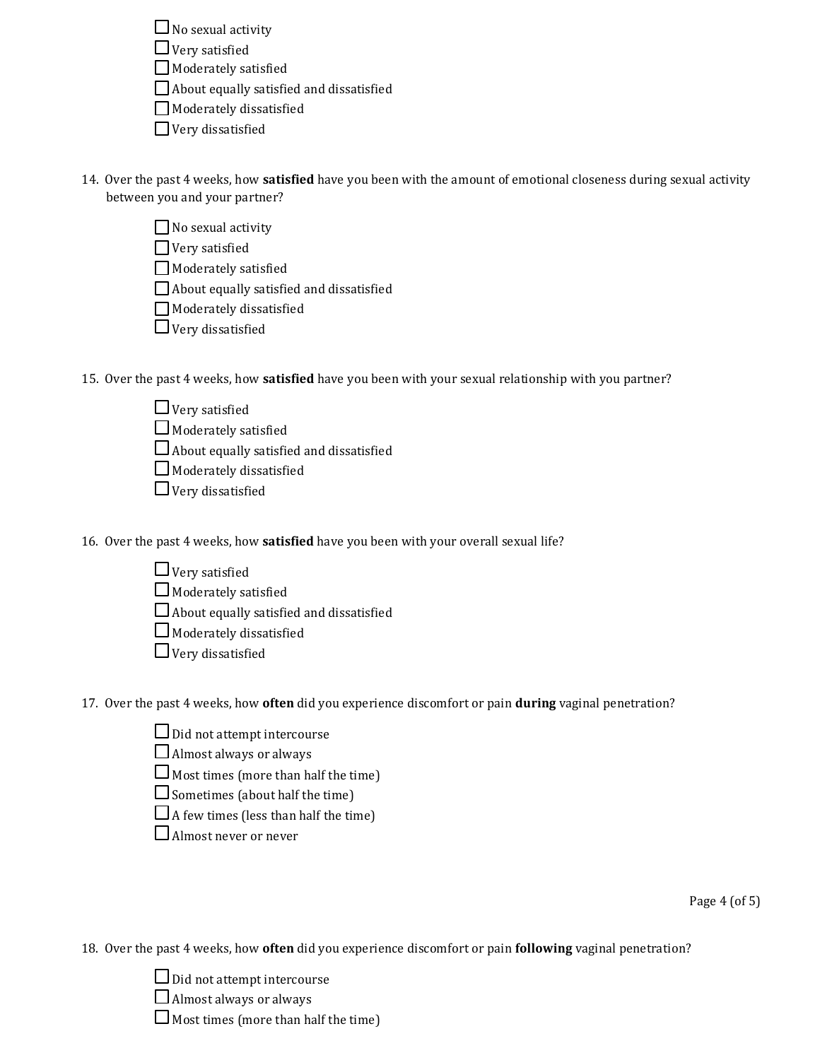- ☐ No sexual activity
- ☐ Very satisfied
- ☐ Moderately satisfied
- ☐ About equally satisfied and dissatisfied
- ☐ Moderately dissatisfied
- ☐ Very dissatisfied

14. Over the past 4 weeks, how **satisfied** have you been with the amount of emotional closeness during sexual activity between you and your partner?

- ☐ No sexual activity
- ☐ Very satisfied
- ☐ Moderately satisfied
- ☐ About equally satisfied and dissatisfied
- ☐ Moderately dissatisfied
- ☐ Very dissatisfied

15. Over the past 4 weeks, how **satisfied** have you been with your sexual relationship with you partner?

- ☐ Very satisfied
- ☐ Moderately satisfied
- ☐ About equally satisfied and dissatisfied
- ☐ Moderately dissatisfied
- ☐ Very dissatisfied

16. Over the past 4 weeks, how **satisfied** have you been with your overall sexual life?

- ☐ Very satisfied
- ☐ Moderately satisfied
- ☐ About equally satisfied and dissatisfied
- ☐ Moderately dissatisfied
- ☐ Very dissatisfied

17. Over the past 4 weeks, how **often** did you experience discomfort or pain **during** vaginal penetration?

- ☐ Did not attempt intercourse
- ☐ Almost always or always
- ☐ Most times (more than half the time)
- ☐ Sometimes (about half the time)
- ☐ A few times (less than half the time)
- ☐ Almost never or never

18. Over the past 4 weeks, how **often** did you experience discomfort or pain **following** vaginal penetration?

- ☐ Did not attempt intercourse
- ☐ Almost always or always
- ☐ Most times (more than half the time)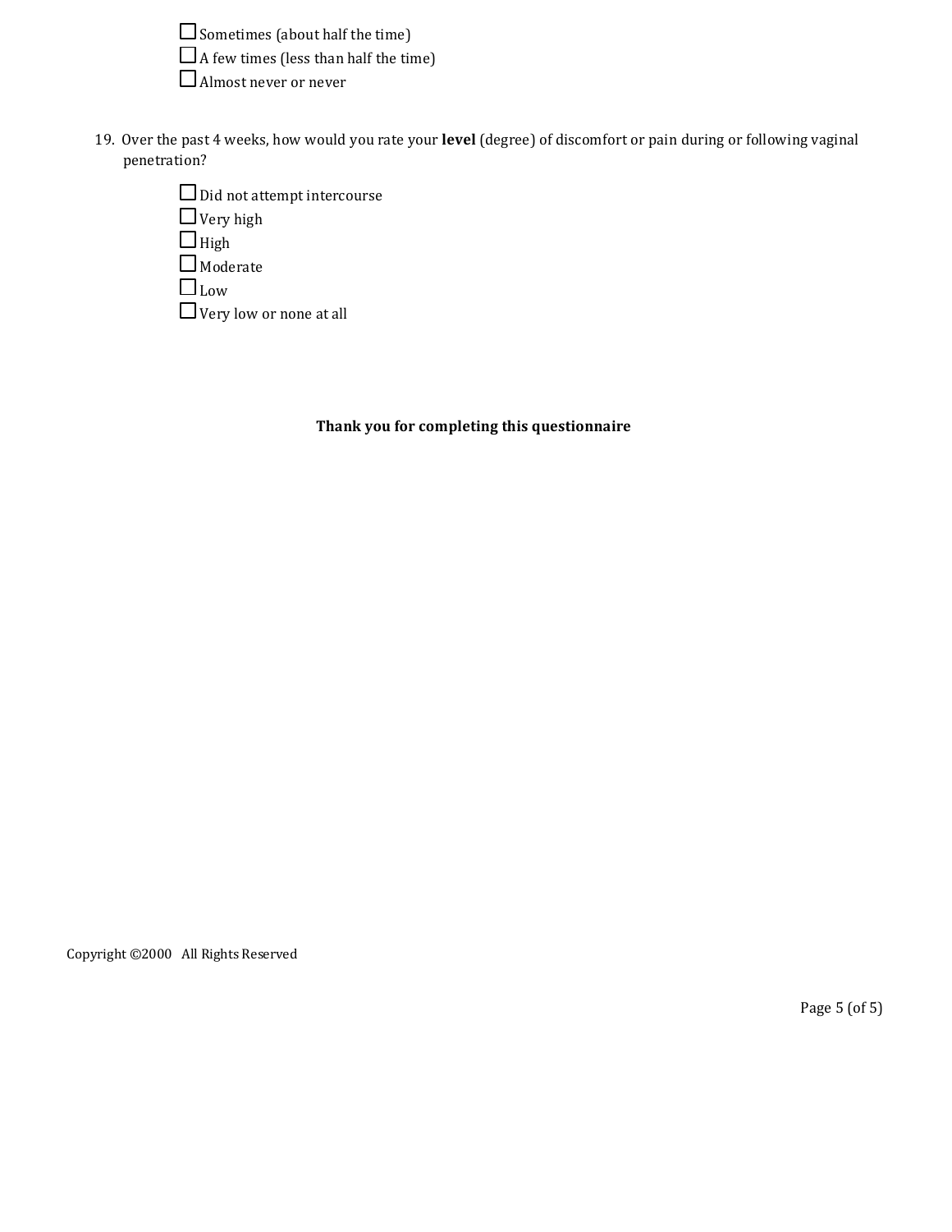- ☐ Sometimes (about half the time)
- ☐ A few times (less than half the time)
- ☐ Almost never or never

19. Over the past 4 weeks, how would you rate your **level** (degree) of discomfort or pain during or following vaginal penetration?

- ☐ Did not attempt intercourse
- ☐ Very high
- ☐ High
- ☐ Moderate
- ☐ Low
- ☐ Very low or none at all

**Thank you for completing this questionnaire**

Copyright ©2000 All Rights Reserved